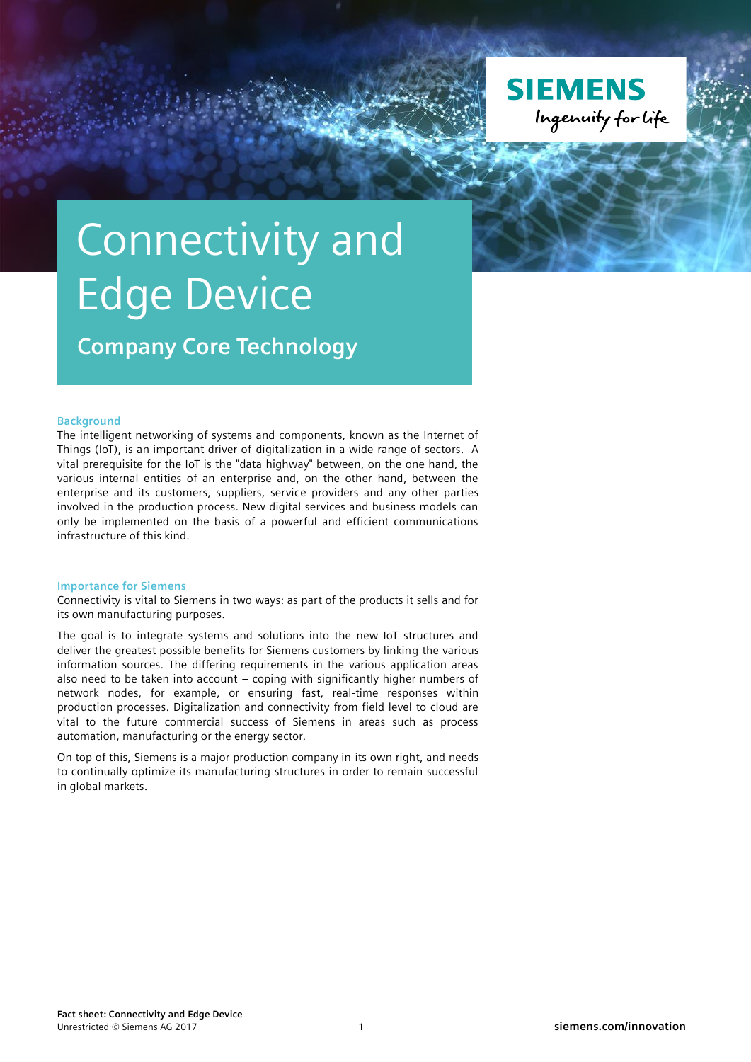# Connectivity and Edge Device

## Company Core Technology

### Background

The intelligent networking of systems and components, known as the Internet of Things (IoT), is an important driver of digitalization in a wide range of sectors. A vital prerequisite for the IoT is the "data highway" between, on the one hand, the various internal entities of an enterprise and, on the other hand, between the enterprise and its customers, suppliers, service providers and any other parties involved in the production process. New digital services and business models can only be implemented on the basis of a powerful and efficient communications infrastructure of this kind.

### Importance for Siemens

Connectivity is vital to Siemens in two ways: as part of the products it sells and for its own manufacturing purposes.

The goal is to integrate systems and solutions into the new IoT structures and deliver the greatest possible benefits for Siemens customers by linking the various information sources. The differing requirements in the various application areas also need to be taken into account – coping with significantly higher numbers of network nodes, for example, or ensuring fast, real-time responses within production processes. Digitalization and connectivity from field level to cloud are vital to the future commercial success of Siemens in areas such as process automation, manufacturing or the energy sector.

On top of this, Siemens is a major production company in its own right, and needs to continually optimize its manufacturing structures in order to remain successful in global markets.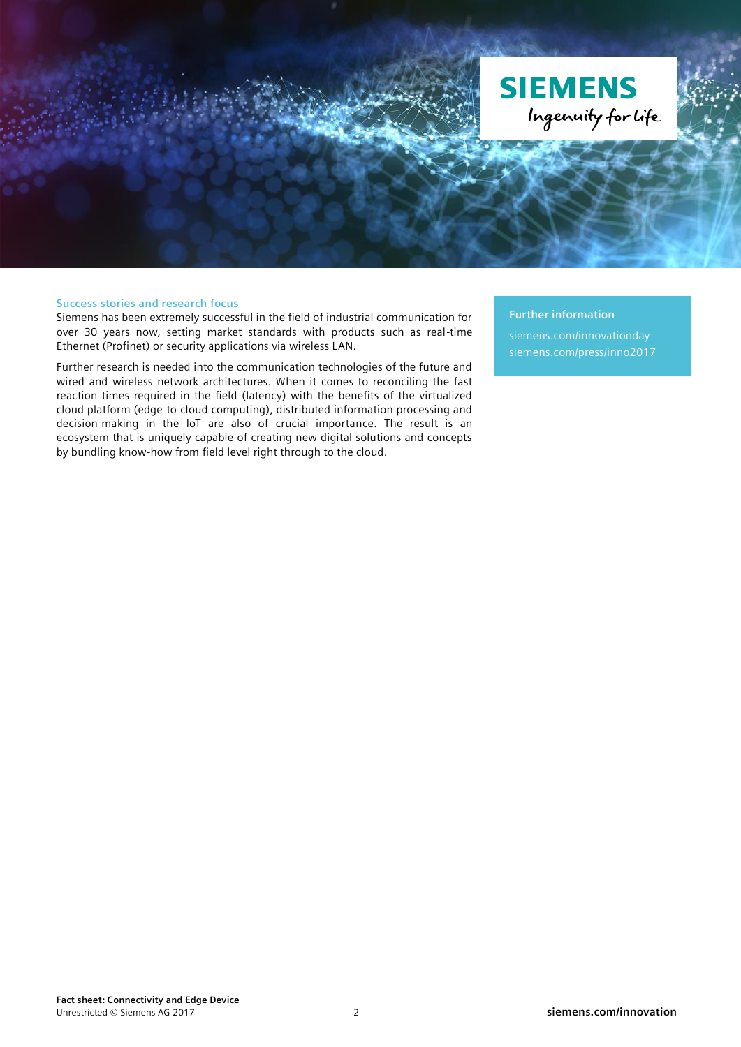## Success stories and research focus

Siemens has been extremely successful in the field of industrial communication for over 30 years now, setting market standards with products such as real-time Ethernet (Profinet) or security applications via wireless LAN.

Further research is needed into the communication technologies of the future and wired and wireless network architectures. When it comes to reconciling the fast reaction times required in the field (latency) with the benefits of the virtualized cloud platform (edge-to-cloud computing), distributed information processing and decision-making in the IoT are also of crucial importance. The result is an ecosystem that is uniquely capable of creating new digital solutions and concepts by bundling know-how from field level right through to the cloud.

### Further information

siemens.com/innovationday
siemens.com/press/inno2017